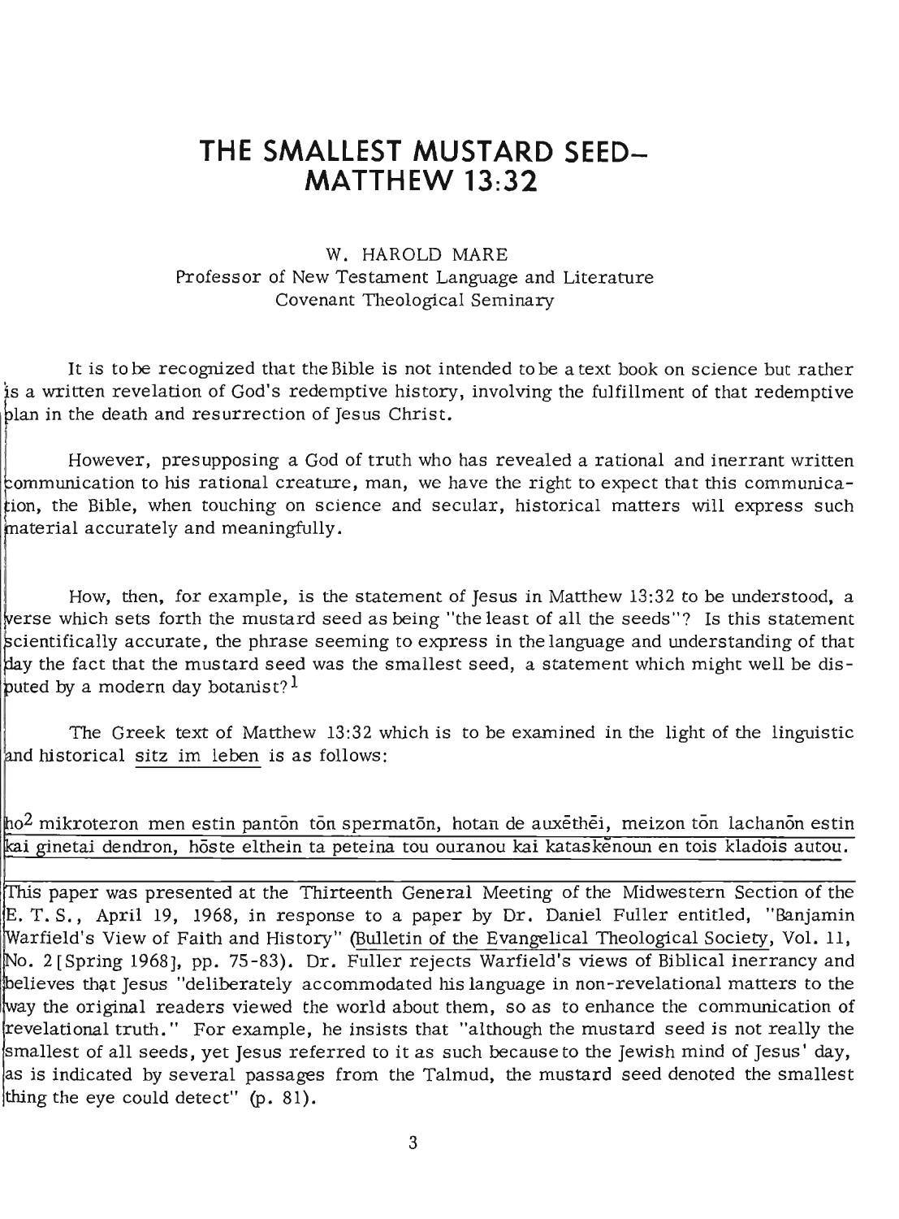# THE SMALLEST MUSTARD SEED–MATTHEW 13:32

W. HAROLD MARE
Professor of New Testament Language and Literature
Covenant Theological Seminary

It is to be recognized that the Bible is not intended to be a text book on science but rather is a written revelation of God's redemptive history, involving the fulfillment of that redemptive plan in the death and resurrection of Jesus Christ.

However, presupposing a God of truth who has revealed a rational and inerrant written communication to his rational creature, man, we have the right to expect that this communication, the Bible, when touching on science and secular, historical matters will express such material accurately and meaningfully.

How, then, for example, is the statement of Jesus in Matthew 13:32 to be understood, a verse which sets forth the mustard seed as being "the least of all the seeds"? Is this statement scientifically accurate, the phrase seeming to express in the language and understanding of that day the fact that the mustard seed was the smallest seed, a statement which might well be disputed by a modern day botanist?[1]

The Greek text of Matthew 13:32 which is to be examined in the light of the linguistic and historical sitz im leben is as follows:

ho[2] mikroteron men estin pantōn tōn spermatōn, hotan de auxēthēi, meizon tōn lachanōn estin kai ginetai dendron, hōste elthein ta peteina tou ouranou kai kataskēnoun en tois kladois autou.

---

This paper was presented at the Thirteenth General Meeting of the Midwestern Section of the E. T. S., April 19, 1968, in response to a paper by Dr. Daniel Fuller entitled, "Banjamin Warfield's View of Faith and History" (Bulletin of the Evangelical Theological Society, Vol. 11, No. 2 [Spring 1968], pp. 75-83). Dr. Fuller rejects Warfield's views of Biblical inerrancy and believes that Jesus "deliberately accommodated his language in non-revelational matters to the way the original readers viewed the world about them, so as to enhance the communication of revelational truth." For example, he insists that "although the mustard seed is not really the smallest of all seeds, yet Jesus referred to it as such because to the Jewish mind of Jesus' day, as is indicated by several passages from the Talmud, the mustard seed denoted the smallest thing the eye could detect" (p. 81).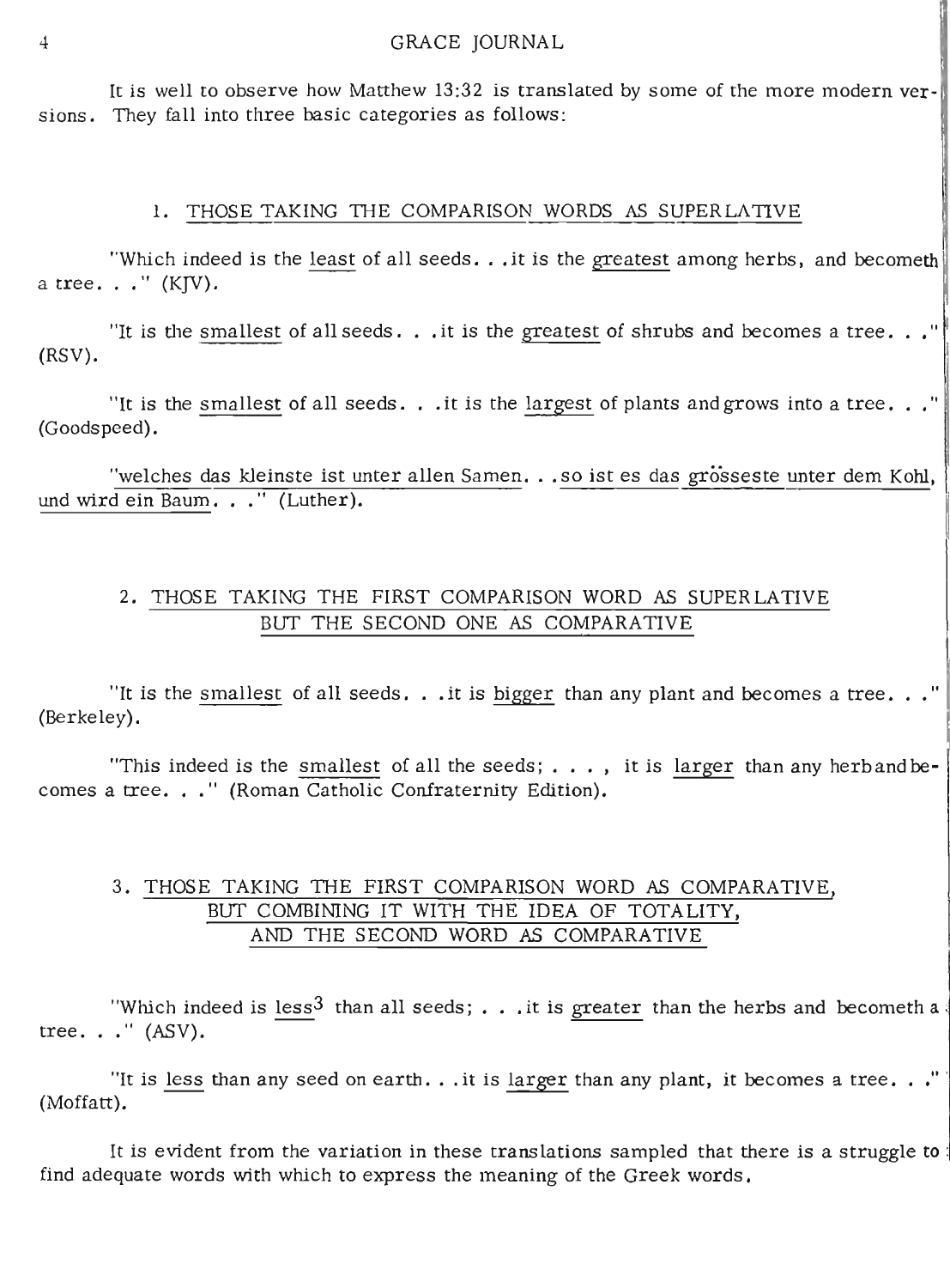It is well to observe how Matthew 13:32 is translated by some of the more modern versions. They fall into three basic categories as follows:

### 1. THOSE TAKING THE COMPARISON WORDS AS SUPERLATIVE

"Which indeed is the least of all seeds. . .it is the greatest among herbs, and becometh a tree. . ." (KJV).

"It is the smallest of all seeds. . .it is the greatest of shrubs and becomes a tree. . ." (RSV).

"It is the smallest of all seeds. . .it is the largest of plants and grows into a tree. . ." (Goodspeed).

"welches das kleinste ist unter allen Samen. . .so ist es das grösseste unter dem Kohl, und wird ein Baum. . ." (Luther).

### 2. THOSE TAKING THE FIRST COMPARISON WORD AS SUPERLATIVE BUT THE SECOND ONE AS COMPARATIVE

"It is the smallest of all seeds. . .it is bigger than any plant and becomes a tree. . ." (Berkeley).

"This indeed is the smallest of all the seeds; . . . , it is larger than any herb and becomes a tree. . ." (Roman Catholic Confraternity Edition).

### 3. THOSE TAKING THE FIRST COMPARISON WORD AS COMPARATIVE, BUT COMBINING IT WITH THE IDEA OF TOTALITY, AND THE SECOND WORD AS COMPARATIVE

"Which indeed is less[3] than all seeds; . . .it is greater than the herbs and becometh a tree. . ." (ASV).

"It is less than any seed on earth. . .it is larger than any plant, it becomes a tree. . ." (Moffatt).

It is evident from the variation in these translations sampled that there is a struggle to find adequate words with which to express the meaning of the Greek words.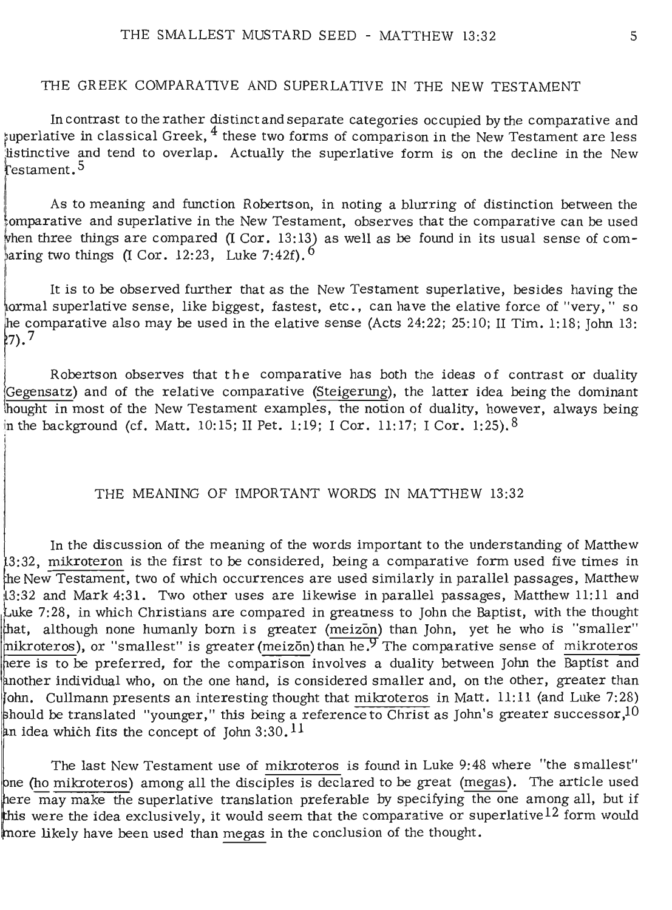## THE GREEK COMPARATIVE AND SUPERLATIVE IN THE NEW TESTAMENT

In contrast to the rather distinct and separate categories occupied by the comparative and superlative in classical Greek, [4] these two forms of comparison in the New Testament are less distinctive and tend to overlap. Actually the superlative form is on the decline in the New Testament. [5]

As to meaning and function Robertson, in noting a blurring of distinction between the comparative and superlative in the New Testament, observes that the comparative can be used when three things are compared (I Cor. 13:13) as well as be found in its usual sense of comparing two things (I Cor. 12:23, Luke 7:42f). [6]

It is to be observed further that as the New Testament superlative, besides having the normal superlative sense, like biggest, fastest, etc., can have the elative force of "very," so the comparative also may be used in the elative sense (Acts 24:22; 25:10; II Tim. 1:18; John 13:27). [7]

Robertson observes that the comparative has both the ideas of contrast or duality (Gegensatz) and of the relative comparative (Steigerung), the latter idea being the dominant thought in most of the New Testament examples, the notion of duality, however, always being in the background (cf. Matt. 10:15; II Pet. 1:19; I Cor. 11:17; I Cor. 1:25). [8]

## THE MEANING OF IMPORTANT WORDS IN MATTHEW 13:32

In the discussion of the meaning of the words important to the understanding of Matthew 13:32, mikroteron is the first to be considered, being a comparative form used five times in the New Testament, two of which occurrences are used similarly in parallel passages, Matthew 13:32 and Mark 4:31. Two other uses are likewise in parallel passages, Matthew 11:11 and Luke 7:28, in which Christians are compared in greatness to John the Baptist, with the thought that, although none humanly born is greater (meizōn) than John, yet he who is "smaller" (mikroteros), or "smallest" is greater (meizōn) than he. [9] The comparative sense of mikroteros here is to be preferred, for the comparison involves a duality between John the Baptist and another individual who, on the one hand, is considered smaller and, on the other, greater than John. Cullmann presents an interesting thought that mikroteros in Matt. 11:11 (and Luke 7:28) should be translated "younger," this being a reference to Christ as John's greater successor, [10] an idea which fits the concept of John 3:30. [11]

The last New Testament use of mikroteros is found in Luke 9:48 where "the smallest" one (ho mikroteros) among all the disciples is declared to be great (megas). The article used here may make the superlative translation preferable by specifying the one among all, but if this were the idea exclusively, it would seem that the comparative or superlative [12] form would more likely have been used than megas in the conclusion of the thought.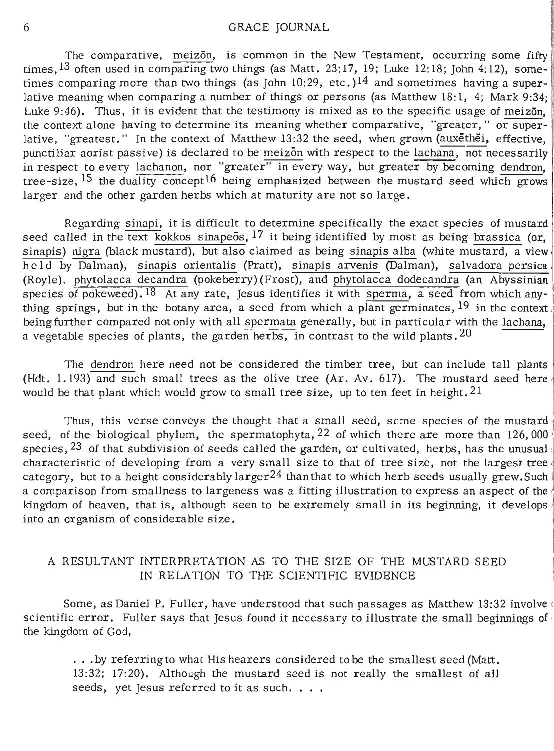The comparative, meizōn, is common in the New Testament, occurring some fifty times,[13] often used in comparing two things (as Matt. 23:17, 19; Luke 12:18; John 4:12), sometimes comparing more than two things (as John 10:29, etc.)[14] and sometimes having a superlative meaning when comparing a number of things or persons (as Matthew 18:1, 4; Mark 9:34; Luke 9:46). Thus, it is evident that the testimony is mixed as to the specific usage of meizōn, the context alone having to determine its meaning whether comparative, "greater," or superlative, "greatest." In the context of Matthew 13:32 the seed, when grown (auxēthēi, effective, punctiliar aorist passive) is declared to be meizōn with respect to the lachana, not necessarily in respect to every lachanon, nor "greater" in every way, but greater by becoming dendron, tree-size,[15] the duality concept[16] being emphasized between the mustard seed which grows larger and the other garden herbs which at maturity are not so large.

Regarding sinapi, it is difficult to determine specifically the exact species of mustard seed called in the text kokkos sinapeōs,[17] it being identified by most as being brassica (or, sinapis) nigra (black mustard), but also claimed as being sinapis alba (white mustard, a view held by Dalman), sinapis orientalis (Pratt), sinapis arvenis (Dalman), salvadora persica (Royle), phytolacca decandra (pokeberry) (Frost), and phytolacca dodecandra (an Abyssinian species of pokeweed).[18] At any rate, Jesus identifies it with sperma, a seed from which anything springs, but in the botany area, a seed from which a plant germinates,[19] in the context being further compared not only with all spermata generally, but in particular with the lachana, a vegetable species of plants, the garden herbs, in contrast to the wild plants.[20]

The dendron here need not be considered the timber tree, but can include tall plants (Hdt. 1.193) and such small trees as the olive tree (Ar. Av. 617). The mustard seed here would be that plant which would grow to small tree size, up to ten feet in height.[21]

Thus, this verse conveys the thought that a small seed, some species of the mustard seed, of the biological phylum, the spermatophyta,[22] of which there are more than 126,000 species,[23] of that subdivision of seeds called the garden, or cultivated, herbs, has the unusual characteristic of developing from a very small size to that of tree size, not the largest tree category, but to a height considerably larger[24] than that to which herb seeds usually grew. Such a comparison from smallness to largeness was a fitting illustration to express an aspect of the kingdom of heaven, that is, although seen to be extremely small in its beginning, it develops into an organism of considerable size.

## A RESULTANT INTERPRETATION AS TO THE SIZE OF THE MUSTARD SEED IN RELATION TO THE SCIENTIFIC EVIDENCE

Some, as Daniel P. Fuller, have understood that such passages as Matthew 13:32 involve scientific error. Fuller says that Jesus found it necessary to illustrate the small beginnings of the kingdom of God,

> . . .by referring to what His hearers considered to be the smallest seed (Matt. 13:32; 17:20). Although the mustard seed is not really the smallest of all seeds, yet Jesus referred to it as such. . . .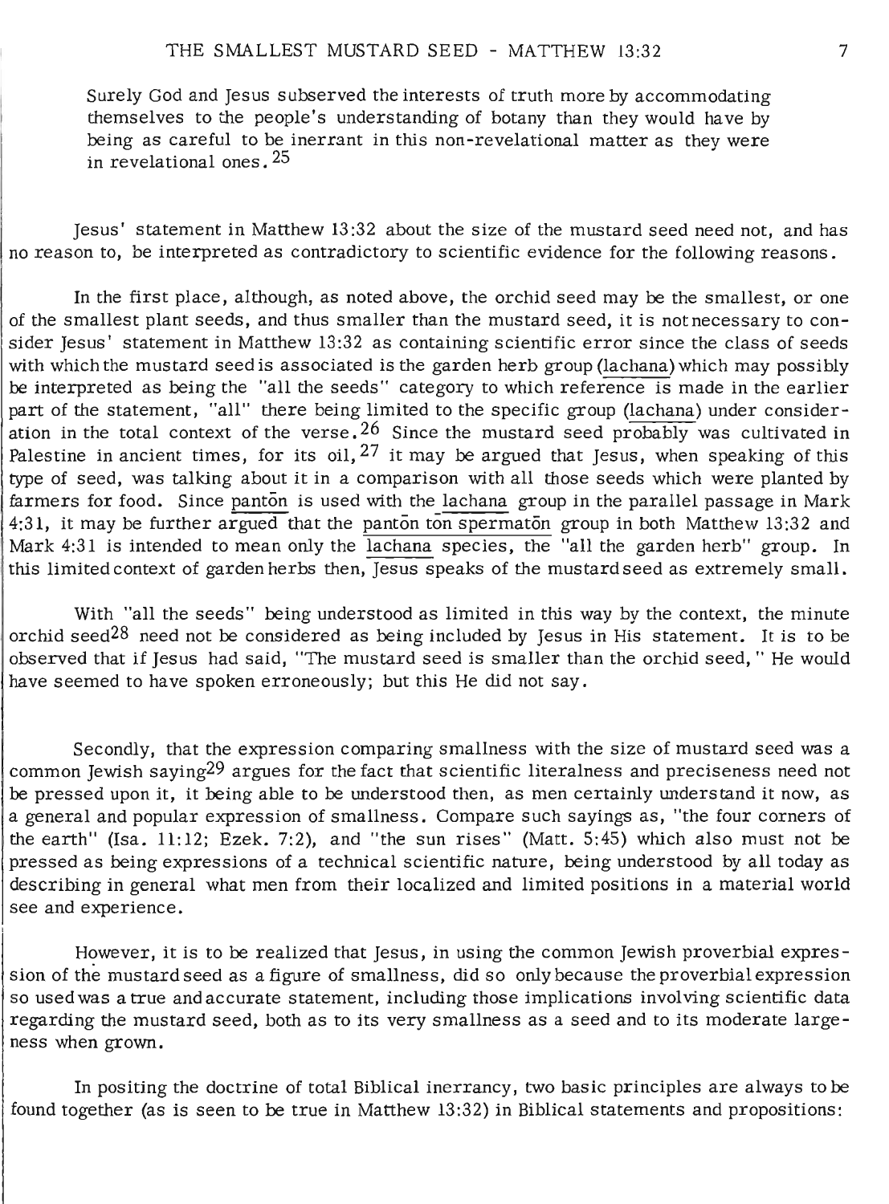Surely God and Jesus subserved the interests of truth more by accommodating themselves to the people's understanding of botany than they would have by being as careful to be inerrant in this non-revelational matter as they were in revelational ones.[25]

Jesus' statement in Matthew 13:32 about the size of the mustard seed need not, and has no reason to, be interpreted as contradictory to scientific evidence for the following reasons.

In the first place, although, as noted above, the orchid seed may be the smallest, or one of the smallest plant seeds, and thus smaller than the mustard seed, it is not necessary to consider Jesus' statement in Matthew 13:32 as containing scientific error since the class of seeds with which the mustard seed is associated is the garden herb group (lachana) which may possibly be interpreted as being the "all the seeds" category to which reference is made in the earlier part of the statement, "all" there being limited to the specific group (lachana) under consideration in the total context of the verse.[26] Since the mustard seed probably was cultivated in Palestine in ancient times, for its oil,[27] it may be argued that Jesus, when speaking of this type of seed, was talking about it in a comparison with all those seeds which were planted by farmers for food. Since pantōn is used with the lachana group in the parallel passage in Mark 4:31, it may be further argued that the pantōn tōn spermatōn group in both Matthew 13:32 and Mark 4:31 is intended to mean only the lachana species, the "all the garden herb" group. In this limited context of garden herbs then, Jesus speaks of the mustard seed as extremely small.

With "all the seeds" being understood as limited in this way by the context, the minute orchid seed[28] need not be considered as being included by Jesus in His statement. It is to be observed that if Jesus had said, "The mustard seed is smaller than the orchid seed," He would have seemed to have spoken erroneously; but this He did not say.

Secondly, that the expression comparing smallness with the size of mustard seed was a common Jewish saying[29] argues for the fact that scientific literalness and preciseness need not be pressed upon it, it being able to be understood then, as men certainly understand it now, as a general and popular expression of smallness. Compare such sayings as, "the four corners of the earth" (Isa. 11:12; Ezek. 7:2), and "the sun rises" (Matt. 5:45) which also must not be pressed as being expressions of a technical scientific nature, being understood by all today as describing in general what men from their localized and limited positions in a material world see and experience.

However, it is to be realized that Jesus, in using the common Jewish proverbial expression of the mustard seed as a figure of smallness, did so only because the proverbial expression so used was a true and accurate statement, including those implications involving scientific data regarding the mustard seed, both as to its very smallness as a seed and to its moderate largeness when grown.

In positing the doctrine of total Biblical inerrancy, two basic principles are always to be found together (as is seen to be true in Matthew 13:32) in Biblical statements and propositions: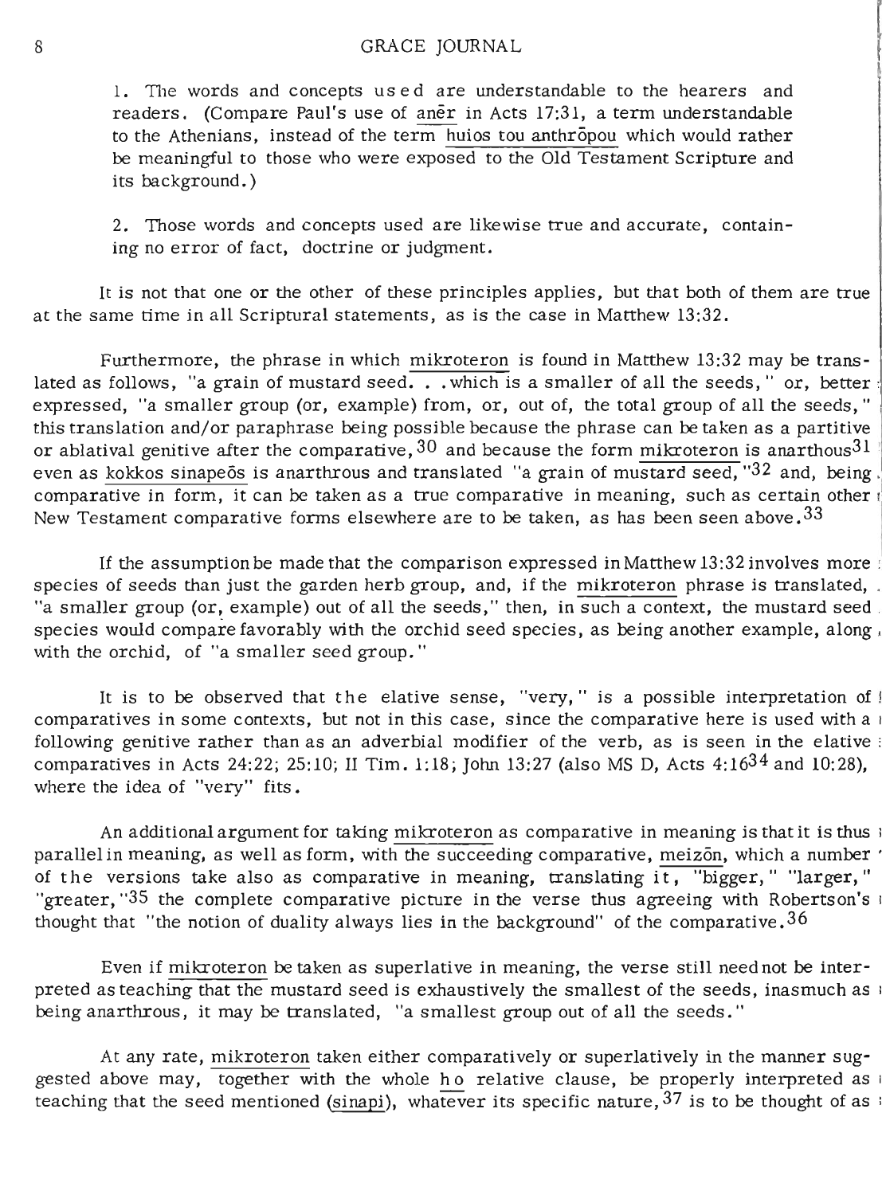1. The words and concepts used are understandable to the hearers and readers. (Compare Paul's use of anēr in Acts 17:31, a term understandable to the Athenians, instead of the term huios tou anthrōpou which would rather be meaningful to those who were exposed to the Old Testament Scripture and its background.)

2. Those words and concepts used are likewise true and accurate, containing no error of fact, doctrine or judgment.

It is not that one or the other of these principles applies, but that both of them are true at the same time in all Scriptural statements, as is the case in Matthew 13:32.

Furthermore, the phrase in which mikroteron is found in Matthew 13:32 may be translated as follows, "a grain of mustard seed. . .which is a smaller of all the seeds," or, better expressed, "a smaller group (or, example) from, or, out of, the total group of all the seeds," this translation and/or paraphrase being possible because the phrase can be taken as a partitive or ablatival genitive after the comparative,[30] and because the form mikroteron is anarthous[31] even as kokkos sinapeōs is anarthrous and translated "a grain of mustard seed,"[32] and, being comparative in form, it can be taken as a true comparative in meaning, such as certain other New Testament comparative forms elsewhere are to be taken, as has been seen above.[33]

If the assumption be made that the comparison expressed in Matthew 13:32 involves more species of seeds than just the garden herb group, and, if the mikroteron phrase is translated, "a smaller group (or, example) out of all the seeds," then, in such a context, the mustard seed species would compare favorably with the orchid seed species, as being another example, along with the orchid, of "a smaller seed group."

It is to be observed that the elative sense, "very," is a possible interpretation of comparatives in some contexts, but not in this case, since the comparative here is used with a following genitive rather than as an adverbial modifier of the verb, as is seen in the elative comparatives in Acts 24:22; 25:10; II Tim. 1:18; John 13:27 (also MS D, Acts 4:16[34] and 10:28), where the idea of "very" fits.

An additional argument for taking mikroteron as comparative in meaning is that it is thus parallel in meaning, as well as form, with the succeeding comparative, meizōn, which a number of the versions take also as comparative in meaning, translating it, "bigger," "larger," "greater,"[35] the complete comparative picture in the verse thus agreeing with Robertson's thought that "the notion of duality always lies in the background" of the comparative.[36]

Even if mikroteron be taken as superlative in meaning, the verse still need not be interpreted as teaching that the mustard seed is exhaustively the smallest of the seeds, inasmuch as being anarthrous, it may be translated, "a smallest group out of all the seeds."

At any rate, mikroteron taken either comparatively or superlatively in the manner suggested above may, together with the whole ho relative clause, be properly interpreted as teaching that the seed mentioned (sinapi), whatever its specific nature,[37] is to be thought of as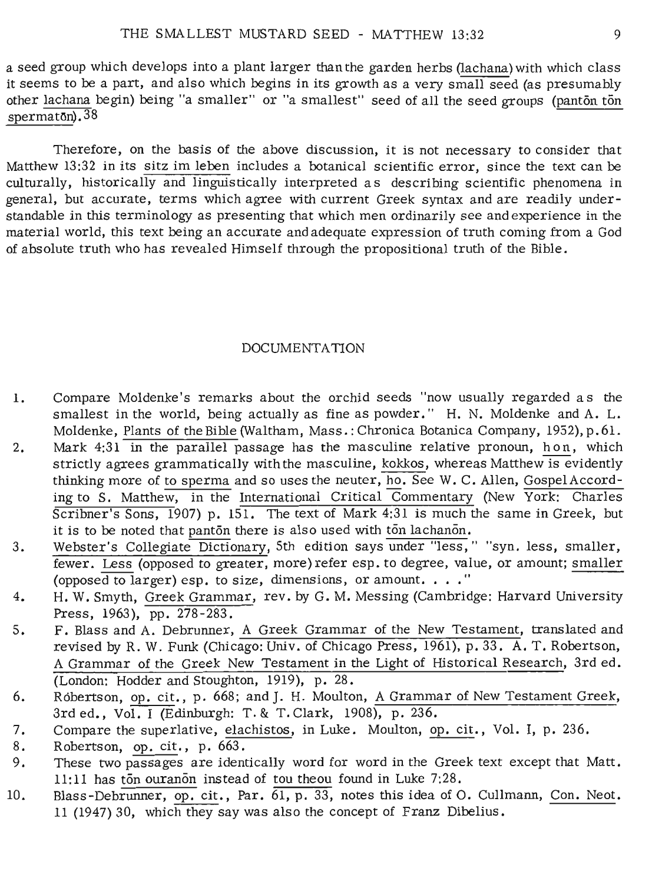a seed group which develops into a plant larger than the garden herbs (lachana) with which class it seems to be a part, and also which begins in its growth as a very small seed (as presumably other lachana begin) being "a smaller" or "a smallest" seed of all the seed groups (pantōn tōn spermatōn).[38]

Therefore, on the basis of the above discussion, it is not necessary to consider that Matthew 13:32 in its sitz im leben includes a botanical scientific error, since the text can be culturally, historically and linguistically interpreted as describing scientific phenomena in general, but accurate, terms which agree with current Greek syntax and are readily understandable in this terminology as presenting that which men ordinarily see and experience in the material world, this text being an accurate and adequate expression of truth coming from a God of absolute truth who has revealed Himself through the propositional truth of the Bible.

## DOCUMENTATION

1. Compare Moldenke's remarks about the orchid seeds "now usually regarded as the smallest in the world, being actually as fine as powder." H. N. Moldenke and A. L. Moldenke, Plants of the Bible (Waltham, Mass.: Chronica Botanica Company, 1952), p. 61.
2. Mark 4:31 in the parallel passage has the masculine relative pronoun, hon, which strictly agrees grammatically with the masculine, kokkos, whereas Matthew is evidently thinking more of to sperma and so uses the neuter, ho. See W. C. Allen, Gospel According to S. Matthew, in the International Critical Commentary (New York: Charles Scribner's Sons, 1907) p. 151. The text of Mark 4:31 is much the same in Greek, but it is to be noted that pantōn there is also used with tōn lachanōn.
3. Webster's Collegiate Dictionary, 5th edition says under "less," "syn. less, smaller, fewer. Less (opposed to greater, more) refer esp. to degree, value, or amount; smaller (opposed to larger) esp. to size, dimensions, or amount. . . ."
4. H. W. Smyth, Greek Grammar, rev. by G. M. Messing (Cambridge: Harvard University Press, 1963), pp. 278-283.
5. F. Blass and A. Debrunner, A Greek Grammar of the New Testament, translated and revised by R. W. Funk (Chicago: Univ. of Chicago Press, 1961), p. 33. A. T. Robertson, A Grammar of the Greek New Testament in the Light of Historical Research, 3rd ed. (London: Hodder and Stoughton, 1919), p. 28.
6. Robertson, op. cit., p. 668; and J. H. Moulton, A Grammar of New Testament Greek, 3rd ed., Vol. I (Edinburgh: T. & T. Clark, 1908), p. 236.
7. Compare the superlative, elachistos, in Luke. Moulton, op. cit., Vol. I, p. 236.
8. Robertson, op. cit., p. 663.
9. These two passages are identically word for word in the Greek text except that Matt. 11:11 has tōn ouranōn instead of tou theou found in Luke 7:28.
10. Blass-Debrunner, op. cit., Par. 61, p. 33, notes this idea of O. Cullmann, Con. Neot. 11 (1947) 30, which they say was also the concept of Franz Dibelius.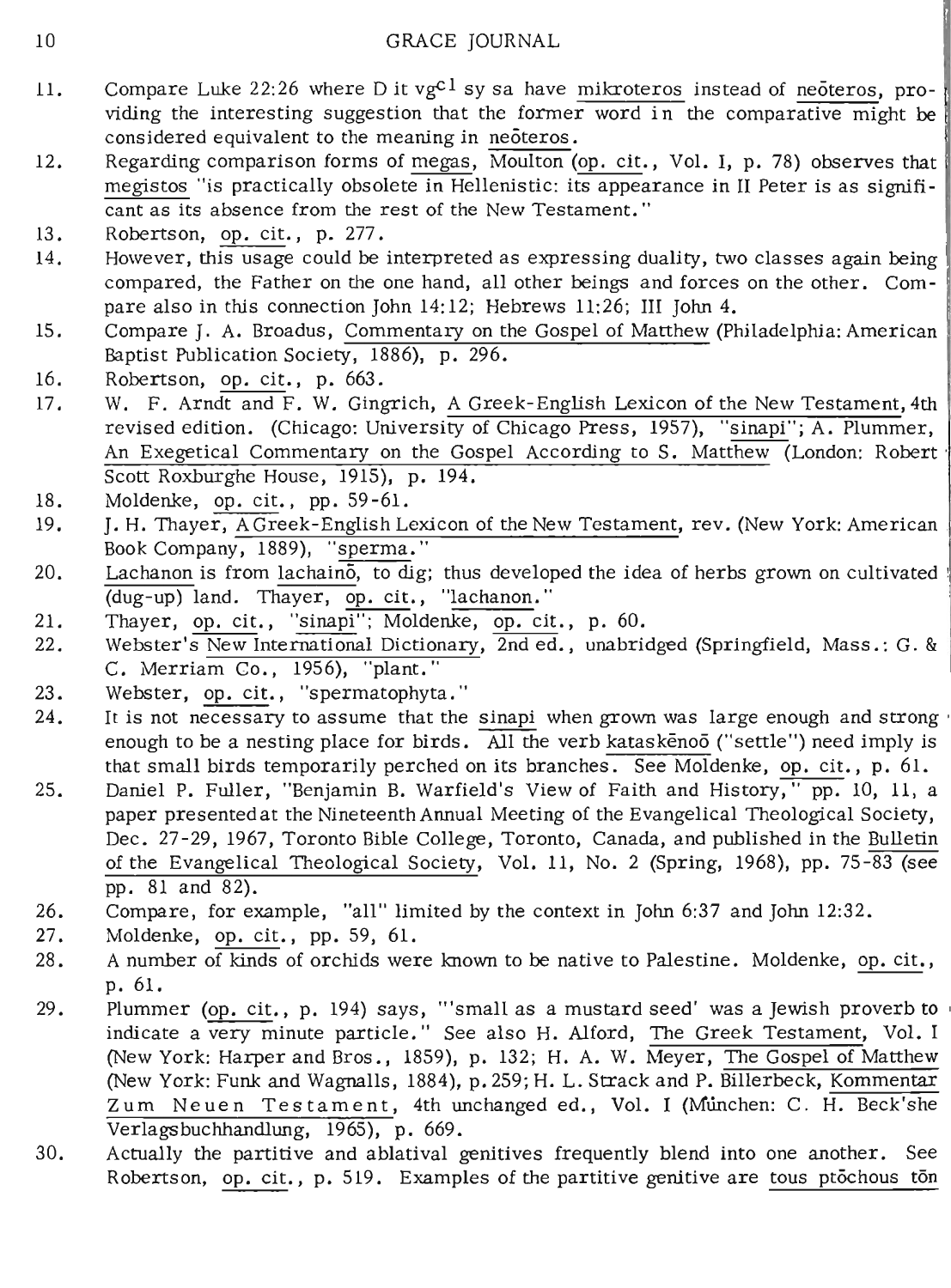11. Compare Luke 22:26 where D it $vg^{cl}$ sy sa have mikroteros instead of neōteros, providing the interesting suggestion that the former word in the comparative might be considered equivalent to the meaning in neōteros.
12. Regarding comparison forms of megas, Moulton (op. cit., Vol. I, p. 78) observes that megistos "is practically obsolete in Hellenistic: its appearance in II Peter is as significant as its absence from the rest of the New Testament."
13. Robertson, op. cit., p. 277.
14. However, this usage could be interpreted as expressing duality, two classes again being compared, the Father on the one hand, all other beings and forces on the other. Compare also in this connection John 14:12; Hebrews 11:26; III John 4.
15. Compare J. A. Broadus, Commentary on the Gospel of Matthew (Philadelphia: American Baptist Publication Society, 1886), p. 296.
16. Robertson, op. cit., p. 663.
17. W. F. Arndt and F. W. Gingrich, A Greek-English Lexicon of the New Testament, 4th revised edition. (Chicago: University of Chicago Press, 1957), "sinapi"; A. Plummer, An Exegetical Commentary on the Gospel According to S. Matthew (London: Robert Scott Roxburghe House, 1915), p. 194.
18. Moldenke, op. cit., pp. 59-61.
19. J. H. Thayer, A Greek-English Lexicon of the New Testament, rev. (New York: American Book Company, 1889), "sperma."
20. Lachanon is from lachainō, to dig; thus developed the idea of herbs grown on cultivated (dug-up) land. Thayer, op. cit., "lachanon."
21. Thayer, op. cit., "sinapi"; Moldenke, op. cit., p. 60.
22. Webster's New International Dictionary, 2nd ed., unabridged (Springfield, Mass.: G. & C. Merriam Co., 1956), "plant."
23. Webster, op. cit., "spermatophyta."
24. It is not necessary to assume that the sinapi when grown was large enough and strong enough to be a nesting place for birds. All the verb kataskēnoō ("settle") need imply is that small birds temporarily perched on its branches. See Moldenke, op. cit., p. 61.
25. Daniel P. Fuller, "Benjamin B. Warfield's View of Faith and History," pp. 10, 11, a paper presented at the Nineteenth Annual Meeting of the Evangelical Theological Society, Dec. 27-29, 1967, Toronto Bible College, Toronto, Canada, and published in the Bulletin of the Evangelical Theological Society, Vol. 11, No. 2 (Spring, 1968), pp. 75-83 (see pp. 81 and 82).
26. Compare, for example, "all" limited by the context in John 6:37 and John 12:32.
27. Moldenke, op. cit., pp. 59, 61.
28. A number of kinds of orchids were known to be native to Palestine. Moldenke, op. cit., p. 61.
29. Plummer (op. cit., p. 194) says, "'small as a mustard seed' was a Jewish proverb to indicate a very minute particle." See also H. Alford, The Greek Testament, Vol. I (New York: Harper and Bros., 1859), p. 132; H. A. W. Meyer, The Gospel of Matthew (New York: Funk and Wagnalls, 1884), p. 259; H. L. Strack and P. Billerbeck, Kommentar Zum Neuen Testament, 4th unchanged ed., Vol. I (München: C. H. Beck'she Verlagsbuchhandlung, 1965), p. 669.
30. Actually the partitive and ablatival genitives frequently blend into one another. See Robertson, op. cit., p. 519. Examples of the partitive genitive are tous ptōchous tōn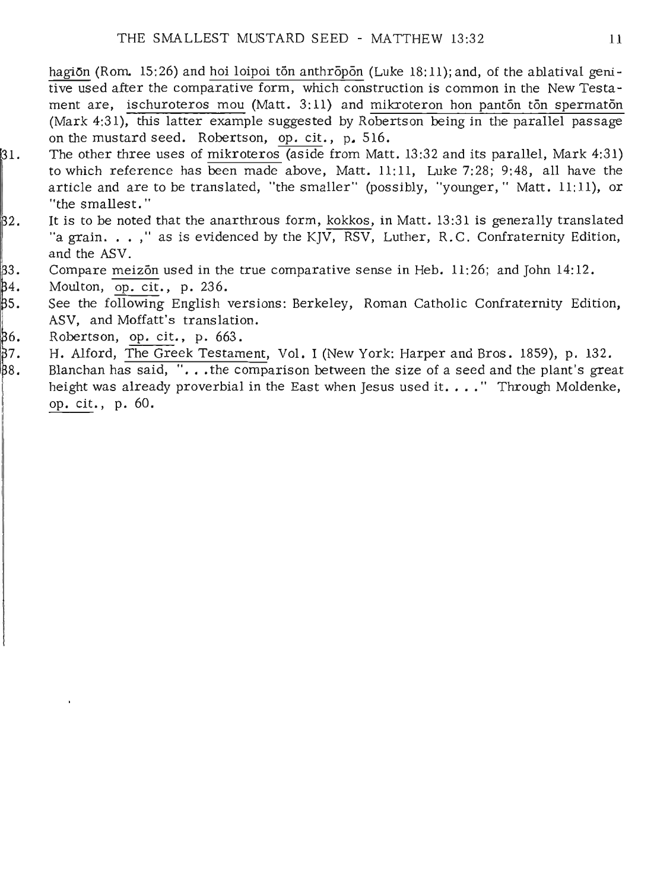hagiōn (Rom. 15:26) and hoi loipoi tōn anthrōpōn (Luke 18:11); and, of the ablatival genitive used after the comparative form, which construction is common in the New Testament are, ischuroteros mou (Matt. 3:11) and mikroteron hon pantōn tōn spermatōn (Mark 4:31), this latter example suggested by Robertson being in the parallel passage on the mustard seed. Robertson, op. cit., p. 516.

31. The other three uses of mikroteros (aside from Matt. 13:32 and its parallel, Mark 4:31) to which reference has been made above, Matt. 11:11, Luke 7:28; 9:48, all have the article and are to be translated, "the smaller" (possibly, "younger," Matt. 11:11), or "the smallest."

32. It is to be noted that the anarthrous form, kokkos, in Matt. 13:31 is generally translated "a grain. . . ," as is evidenced by the KJV, RSV, Luther, R.C. Confraternity Edition, and the ASV.

33. Compare meizōn used in the true comparative sense in Heb. 11:26; and John 14:12.

34. Moulton, op. cit., p. 236.

35. See the following English versions: Berkeley, Roman Catholic Confraternity Edition, ASV, and Moffatt's translation.

36. Robertson, op. cit., p. 663.

37. H. Alford, The Greek Testament, Vol. I (New York: Harper and Bros. 1859), p. 132.

38. Blanchan has said, ". . .the comparison between the size of a seed and the plant's great height was already proverbial in the East when Jesus used it. . . ." Through Moldenke, op. cit., p. 60.